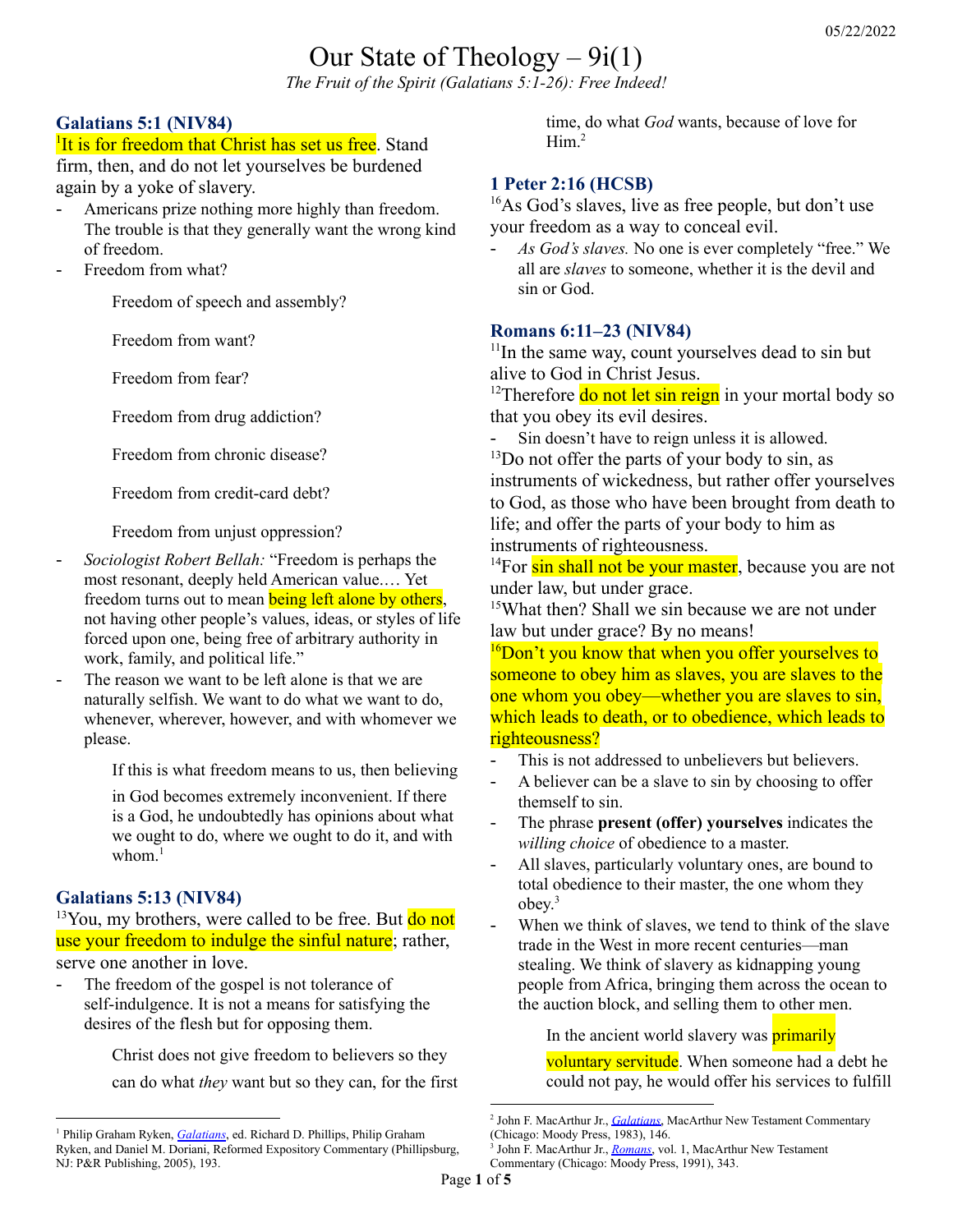# Our State of Theology – 9i(1)

*The Fruit of the Spirit (Galatians 5:1-26): Free Indeed!*

### Galatians 5:1 (NIV84)

[1]It is for freedom that Christ has set us free. Stand firm, then, and do not let yourselves be burdened again by a yoke of slavery.

- Americans prize nothing more highly than freedom. The trouble is that they generally want the wrong kind of freedom.
- Freedom from what?

  Freedom of speech and assembly?

  Freedom from want?

  Freedom from fear?

  Freedom from drug addiction?

  Freedom from chronic disease?

  Freedom from credit-card debt?

  Freedom from unjust oppression?

- *Sociologist Robert Bellah:* "Freedom is perhaps the most resonant, deeply held American value.… Yet freedom turns out to mean being left alone by others, not having other people's values, ideas, or styles of life forced upon one, being free of arbitrary authority in work, family, and political life."
- The reason we want to be left alone is that we are naturally selfish. We want to do what we want to do, whenever, wherever, however, and with whomever we please.

  > If this is what freedom means to us, then believing in God becomes extremely inconvenient. If there is a God, he undoubtedly has opinions about what we ought to do, where we ought to do it, and with whom.[1]

### Galatians 5:13 (NIV84)

[13]You, my brothers, were called to be free. But do not use your freedom to indulge the sinful nature; rather, serve one another in love.

- The freedom of the gospel is not tolerance of self-indulgence. It is not a means for satisfying the desires of the flesh but for opposing them.

  > Christ does not give freedom to believers so they can do what *they* want but so they can, for the first time, do what *God* wants, because of love for Him.[2]

### 1 Peter 2:16 (HCSB)

[16]As God's slaves, live as free people, but don't use your freedom as a way to conceal evil.

- *As God's slaves.* No one is ever completely "free." We all are *slaves* to someone, whether it is the devil and sin or God.

### Romans 6:11–23 (NIV84)

[11]In the same way, count yourselves dead to sin but alive to God in Christ Jesus.

[12]Therefore do not let sin reign in your mortal body so that you obey its evil desires.

- Sin doesn't have to reign unless it is allowed.

[13]Do not offer the parts of your body to sin, as instruments of wickedness, but rather offer yourselves to God, as those who have been brought from death to life; and offer the parts of your body to him as instruments of righteousness.

[14]For sin shall not be your master, because you are not under law, but under grace.

[15]What then? Shall we sin because we are not under law but under grace? By no means!

[16]Don't you know that when you offer yourselves to someone to obey him as slaves, you are slaves to the one whom you obey—whether you are slaves to sin, which leads to death, or to obedience, which leads to righteousness?

- This is not addressed to unbelievers but believers.
- A believer can be a slave to sin by choosing to offer themself to sin.
- The phrase **present (offer) yourselves** indicates the *willing choice* of obedience to a master.
- All slaves, particularly voluntary ones, are bound to total obedience to their master, the one whom they obey.[3]
- When we think of slaves, we tend to think of the slave trade in the West in more recent centuries—man stealing. We think of slavery as kidnapping young people from Africa, bringing them across the ocean to the auction block, and selling them to other men.

  > In the ancient world slavery was primarily voluntary servitude. When someone had a debt he could not pay, he would offer his services to fulfill

---

[1] Philip Graham Ryken, *Galatians*, ed. Richard D. Phillips, Philip Graham Ryken, and Daniel M. Doriani, Reformed Expository Commentary (Phillipsburg, NJ: P&R Publishing, 2005), 193.

[2] John F. MacArthur Jr., *Galatians*, MacArthur New Testament Commentary (Chicago: Moody Press, 1983), 146.

[3] John F. MacArthur Jr., *Romans*, vol. 1, MacArthur New Testament Commentary (Chicago: Moody Press, 1991), 343.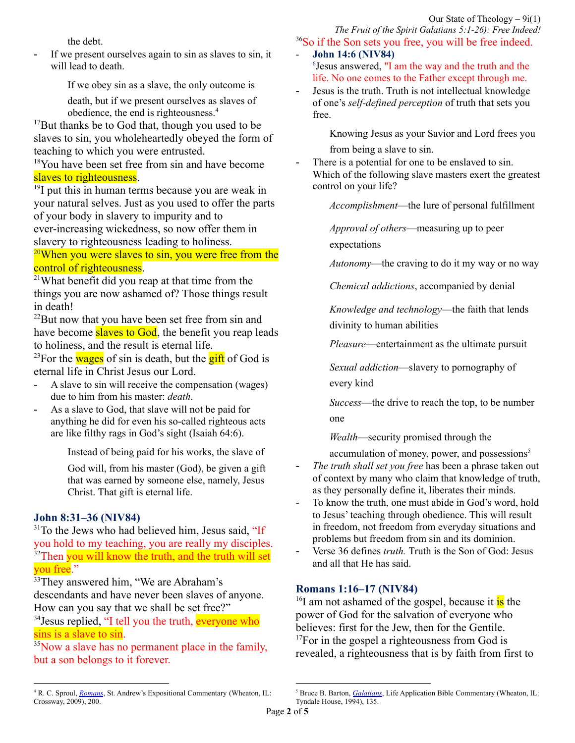the debt.

- If we present ourselves again to sin as slaves to sin, it will lead to death.

> If we obey sin as a slave, the only outcome is death, but if we present ourselves as slaves of obedience, the end is righteousness.[4]

[17]But thanks be to God that, though you used to be slaves to sin, you wholeheartedly obeyed the form of teaching to which you were entrusted.
[18]You have been set free from sin and have become slaves to righteousness.
[19]I put this in human terms because you are weak in your natural selves. Just as you used to offer the parts of your body in slavery to impurity and to ever-increasing wickedness, so now offer them in slavery to righteousness leading to holiness.
[20]When you were slaves to sin, you were free from the control of righteousness.
[21]What benefit did you reap at that time from the things you are now ashamed of? Those things result in death!
[22]But now that you have been set free from sin and have become slaves to God, the benefit you reap leads to holiness, and the result is eternal life.
[23]For the wages of sin is death, but the gift of God is eternal life in Christ Jesus our Lord.

- A slave to sin will receive the compensation (wages) due to him from his master: *death*.
- As a slave to God, that slave will not be paid for anything he did for even his so-called righteous acts are like filthy rags in God's sight (Isaiah 64:6).

> Instead of being paid for his works, the slave of God will, from his master (God), be given a gift that was earned by someone else, namely, Jesus Christ. That gift is eternal life.

### John 8:31–36 (NIV84)

[31]To the Jews who had believed him, Jesus said, "If you hold to my teaching, you are really my disciples.
[32]Then you will know the truth, and the truth will set you free."
[33]They answered him, "We are Abraham's descendants and have never been slaves of anyone. How can you say that we shall be set free?"
[34]Jesus replied, "I tell you the truth, everyone who sins is a slave to sin.
[35]Now a slave has no permanent place in the family, but a son belongs to it forever.
[36]So if the Son sets you free, you will be free indeed.

- **John 14:6 (NIV84)**
  [6]Jesus answered, "I am the way and the truth and the life. No one comes to the Father except through me.
- Jesus is the truth. Truth is not intellectual knowledge of one's *self-defined perception* of truth that sets you free.

> Knowing Jesus as your Savior and Lord frees you from being a slave to sin.

- There is a potential for one to be enslaved to sin. Which of the following slave masters exert the greatest control on your life?

> *Accomplishment*—the lure of personal fulfillment
>
> *Approval of others*—measuring up to peer expectations
>
> *Autonomy*—the craving to do it my way or no way
>
> *Chemical addictions*, accompanied by denial
>
> *Knowledge and technology*—the faith that lends divinity to human abilities
>
> *Pleasure*—entertainment as the ultimate pursuit
>
> *Sexual addiction*—slavery to pornography of every kind
>
> *Success*—the drive to reach the top, to be number one
>
> *Wealth*—security promised through the accumulation of money, power, and possessions[5]

- *The truth shall set you free* has been a phrase taken out of context by many who claim that knowledge of truth, as they personally define it, liberates their minds.
- To know the truth, one must abide in God's word, hold to Jesus' teaching through obedience. This will result in freedom, not freedom from everyday situations and problems but freedom from sin and its dominion.
- Verse 36 defines *truth.* Truth is the Son of God: Jesus and all that He has said.

### Romans 1:16–17 (NIV84)

[16]I am not ashamed of the gospel, because it is the power of God for the salvation of everyone who believes: first for the Jew, then for the Gentile.
[17]For in the gospel a righteousness from God is revealed, a righteousness that is by faith from first to

---

[4] R. C. Sproul, *Romans*, St. Andrew's Expositional Commentary (Wheaton, IL: Crossway, 2009), 200.

[5] Bruce B. Barton, *Galatians*, Life Application Bible Commentary (Wheaton, IL: Tyndale House, 1994), 135.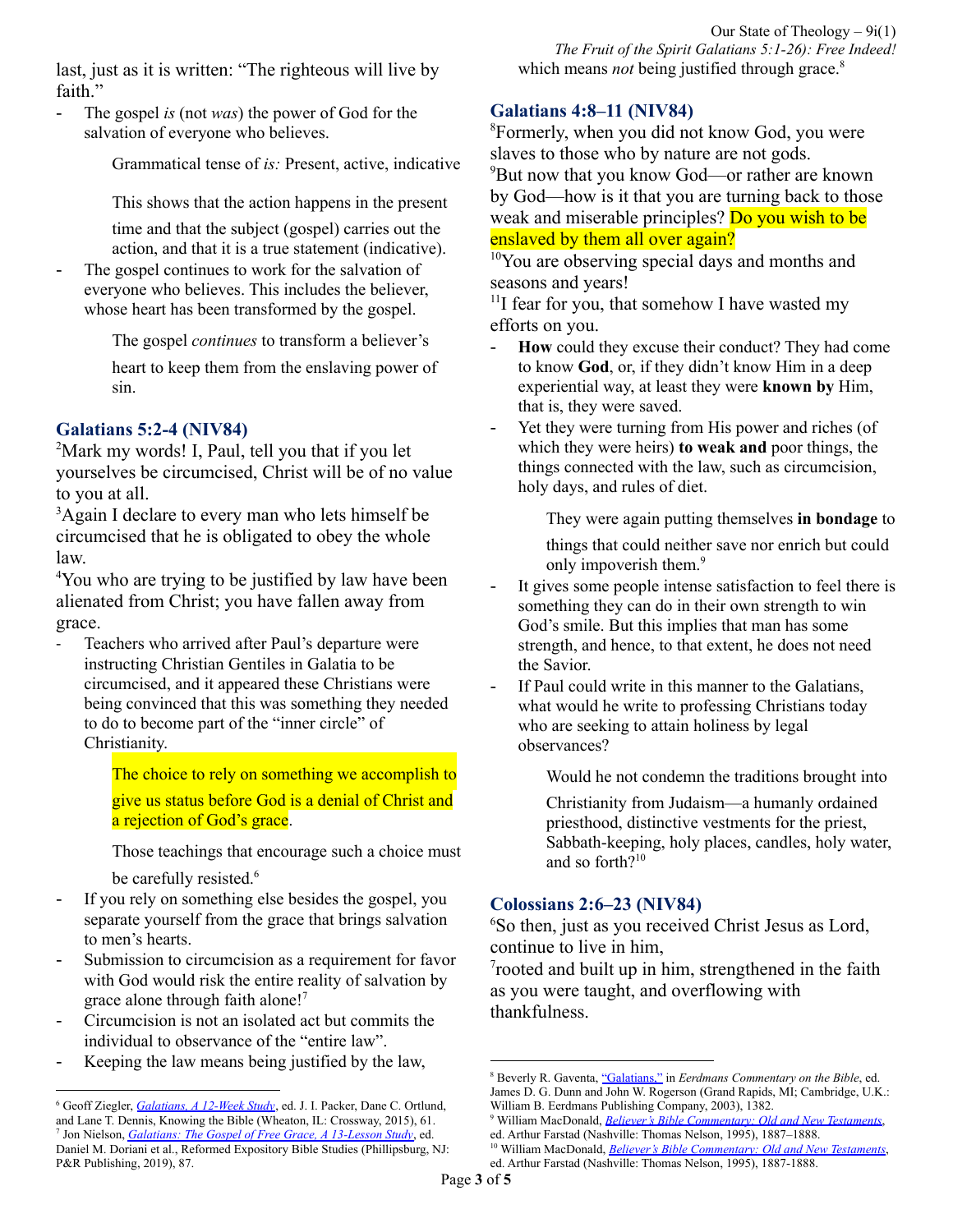last, just as it is written: "The righteous will live by faith."

- The gospel *is* (not *was*) the power of God for the salvation of everyone who believes.

  Grammatical tense of *is:* Present, active, indicative

  This shows that the action happens in the present time and that the subject (gospel) carries out the action, and that it is a true statement (indicative).

- The gospel continues to work for the salvation of everyone who believes. This includes the believer, whose heart has been transformed by the gospel.

  The gospel *continues* to transform a believer's heart to keep them from the enslaving power of sin.

## Galatians 5:2-4 (NIV84)

[2]Mark my words! I, Paul, tell you that if you let yourselves be circumcised, Christ will be of no value to you at all.
[3]Again I declare to every man who lets himself be circumcised that he is obligated to obey the whole law.
[4]You who are trying to be justified by law have been alienated from Christ; you have fallen away from grace.

- Teachers who arrived after Paul's departure were instructing Christian Gentiles in Galatia to be circumcised, and it appeared these Christians were being convinced that this was something they needed to do to become part of the "inner circle" of Christianity.

  The choice to rely on something we accomplish to give us status before God is a denial of Christ and a rejection of God's grace.

  Those teachings that encourage such a choice must be carefully resisted.[6]

- If you rely on something else besides the gospel, you separate yourself from the grace that brings salvation to men's hearts.
- Submission to circumcision as a requirement for favor with God would risk the entire reality of salvation by grace alone through faith alone![7]
- Circumcision is not an isolated act but commits the individual to observance of the "entire law".
- Keeping the law means being justified by the law, which means *not* being justified through grace.[8]

## Galatians 4:8–11 (NIV84)

[8]Formerly, when you did not know God, you were slaves to those who by nature are not gods.
[9]But now that you know God—or rather are known by God—how is it that you are turning back to those weak and miserable principles? Do you wish to be enslaved by them all over again?
[10]You are observing special days and months and seasons and years!
[11]I fear for you, that somehow I have wasted my efforts on you.

- **How** could they excuse their conduct? They had come to know **God**, or, if they didn't know Him in a deep experiential way, at least they were **known by** Him, that is, they were saved.
- Yet they were turning from His power and riches (of which they were heirs) **to weak and** poor things, the things connected with the law, such as circumcision, holy days, and rules of diet.

  They were again putting themselves **in bondage** to things that could neither save nor enrich but could only impoverish them.[9]

- It gives some people intense satisfaction to feel there is something they can do in their own strength to win God's smile. But this implies that man has some strength, and hence, to that extent, he does not need the Savior.
- If Paul could write in this manner to the Galatians, what would he write to professing Christians today who are seeking to attain holiness by legal observances?

  Would he not condemn the traditions brought into Christianity from Judaism—a humanly ordained priesthood, distinctive vestments for the priest, Sabbath-keeping, holy places, candles, holy water, and so forth?[10]

## Colossians 2:6–23 (NIV84)

[6]So then, just as you received Christ Jesus as Lord, continue to live in him,
[7]rooted and built up in him, strengthened in the faith as you were taught, and overflowing with thankfulness.

---

[6] Geoff Ziegler, *Galatians, A 12-Week Study*, ed. J. I. Packer, Dane C. Ortlund, and Lane T. Dennis, Knowing the Bible (Wheaton, IL: Crossway, 2015), 61.
[7] Jon Nielson, *Galatians: The Gospel of Free Grace, A 13-Lesson Study*, ed. Daniel M. Doriani et al., Reformed Expository Bible Studies (Phillipsburg, NJ: P&R Publishing, 2019), 87.
[8] Beverly R. Gaventa, "Galatians," in *Eerdmans Commentary on the Bible*, ed. James D. G. Dunn and John W. Rogerson (Grand Rapids, MI; Cambridge, U.K.: William B. Eerdmans Publishing Company, 2003), 1382.
[9] William MacDonald, *Believer's Bible Commentary: Old and New Testaments*, ed. Arthur Farstad (Nashville: Thomas Nelson, 1995), 1887–1888.
[10] William MacDonald, *Believer's Bible Commentary: Old and New Testaments*, ed. Arthur Farstad (Nashville: Thomas Nelson, 1995), 1887-1888.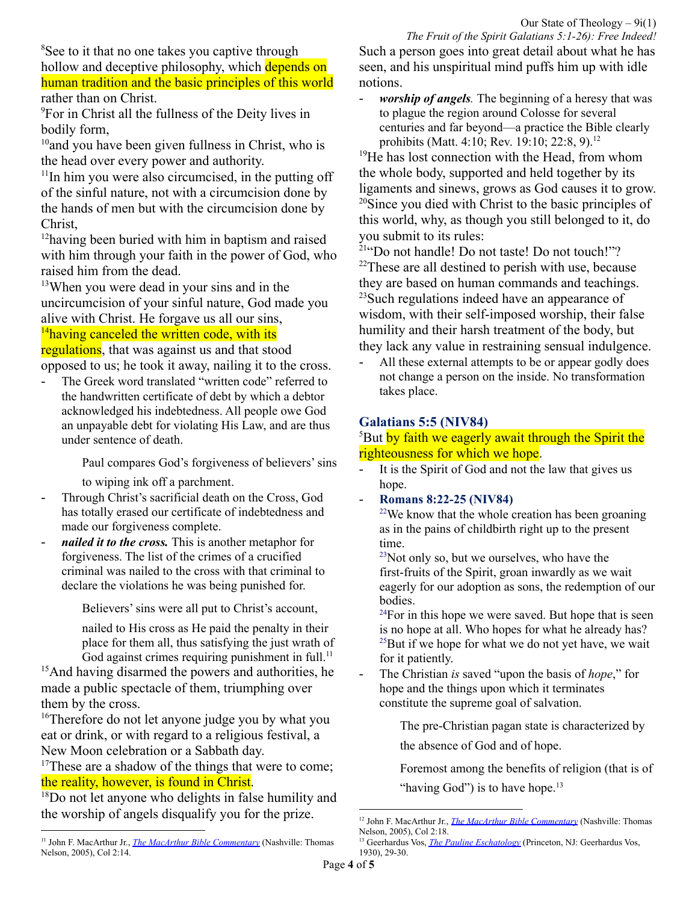[8]See to it that no one takes you captive through hollow and deceptive philosophy, which depends on human tradition and the basic principles of this world rather than on Christ.
[9]For in Christ all the fullness of the Deity lives in bodily form,
[10]and you have been given fullness in Christ, who is the head over every power and authority.
[11]In him you were also circumcised, in the putting off of the sinful nature, not with a circumcision done by the hands of men but with the circumcision done by Christ,
[12]having been buried with him in baptism and raised with him through your faith in the power of God, who raised him from the dead.
[13]When you were dead in your sins and in the uncircumcision of your sinful nature, God made you alive with Christ. He forgave us all our sins,
[14]having canceled the written code, with its regulations, that was against us and that stood opposed to us; he took it away, nailing it to the cross.

- The Greek word translated "written code" referred to the handwritten certificate of debt by which a debtor acknowledged his indebtedness. All people owe God an unpayable debt for violating His Law, and are thus under sentence of death.

  Paul compares God's forgiveness of believers' sins to wiping ink off a parchment.

- Through Christ's sacrificial death on the Cross, God has totally erased our certificate of indebtedness and made our forgiveness complete.
- ***nailed it to the cross.*** This is another metaphor for forgiveness. The list of the crimes of a crucified criminal was nailed to the cross with that criminal to declare the violations he was being punished for.

  Believers' sins were all put to Christ's account, nailed to His cross as He paid the penalty in their place for them all, thus satisfying the just wrath of God against crimes requiring punishment in full.[11]

[15]And having disarmed the powers and authorities, he made a public spectacle of them, triumphing over them by the cross.
[16]Therefore do not let anyone judge you by what you eat or drink, or with regard to a religious festival, a New Moon celebration or a Sabbath day.
[17]These are a shadow of the things that were to come; the reality, however, is found in Christ.
[18]Do not let anyone who delights in false humility and the worship of angels disqualify you for the prize. Such a person goes into great detail about what he has seen, and his unspiritual mind puffs him up with idle notions.

- ***worship of angels.*** The beginning of a heresy that was to plague the region around Colosse for several centuries and far beyond—a practice the Bible clearly prohibits (Matt. 4:10; Rev. 19:10; 22:8, 9).[12]

[19]He has lost connection with the Head, from whom the whole body, supported and held together by its ligaments and sinews, grows as God causes it to grow.
[20]Since you died with Christ to the basic principles of this world, why, as though you still belonged to it, do you submit to its rules:
[21]"Do not handle! Do not taste! Do not touch!"?
[22]These are all destined to perish with use, because they are based on human commands and teachings.
[23]Such regulations indeed have an appearance of wisdom, with their self-imposed worship, their false humility and their harsh treatment of the body, but they lack any value in restraining sensual indulgence.

- All these external attempts to be or appear godly does not change a person on the inside. No transformation takes place.

## Galatians 5:5 (NIV84)

[5]But by faith we eagerly await through the Spirit the righteousness for which we hope.

- It is the Spirit of God and not the law that gives us hope.
- **Romans 8:22-25 (NIV84)**
  [22]We know that the whole creation has been groaning as in the pains of childbirth right up to the present time.
  [23]Not only so, but we ourselves, who have the first-fruits of the Spirit, groan inwardly as we wait eagerly for our adoption as sons, the redemption of our bodies.
  [24]For in this hope we were saved. But hope that is seen is no hope at all. Who hopes for what he already has?
  [25]But if we hope for what we do not yet have, we wait for it patiently.
- The Christian *is* saved "upon the basis of *hope*," for hope and the things upon which it terminates constitute the supreme goal of salvation.

  The pre-Christian pagan state is characterized by the absence of God and of hope.

  Foremost among the benefits of religion (that is of "having God") is to have hope.[13]

---

[11] John F. MacArthur Jr., *The MacArthur Bible Commentary* (Nashville: Thomas Nelson, 2005), Col 2:14.

[12] John F. MacArthur Jr., *The MacArthur Bible Commentary* (Nashville: Thomas Nelson, 2005), Col 2:18.

[13] Geerhardus Vos, *The Pauline Eschatology* (Princeton, NJ: Geerhardus Vos, 1930), 29-30.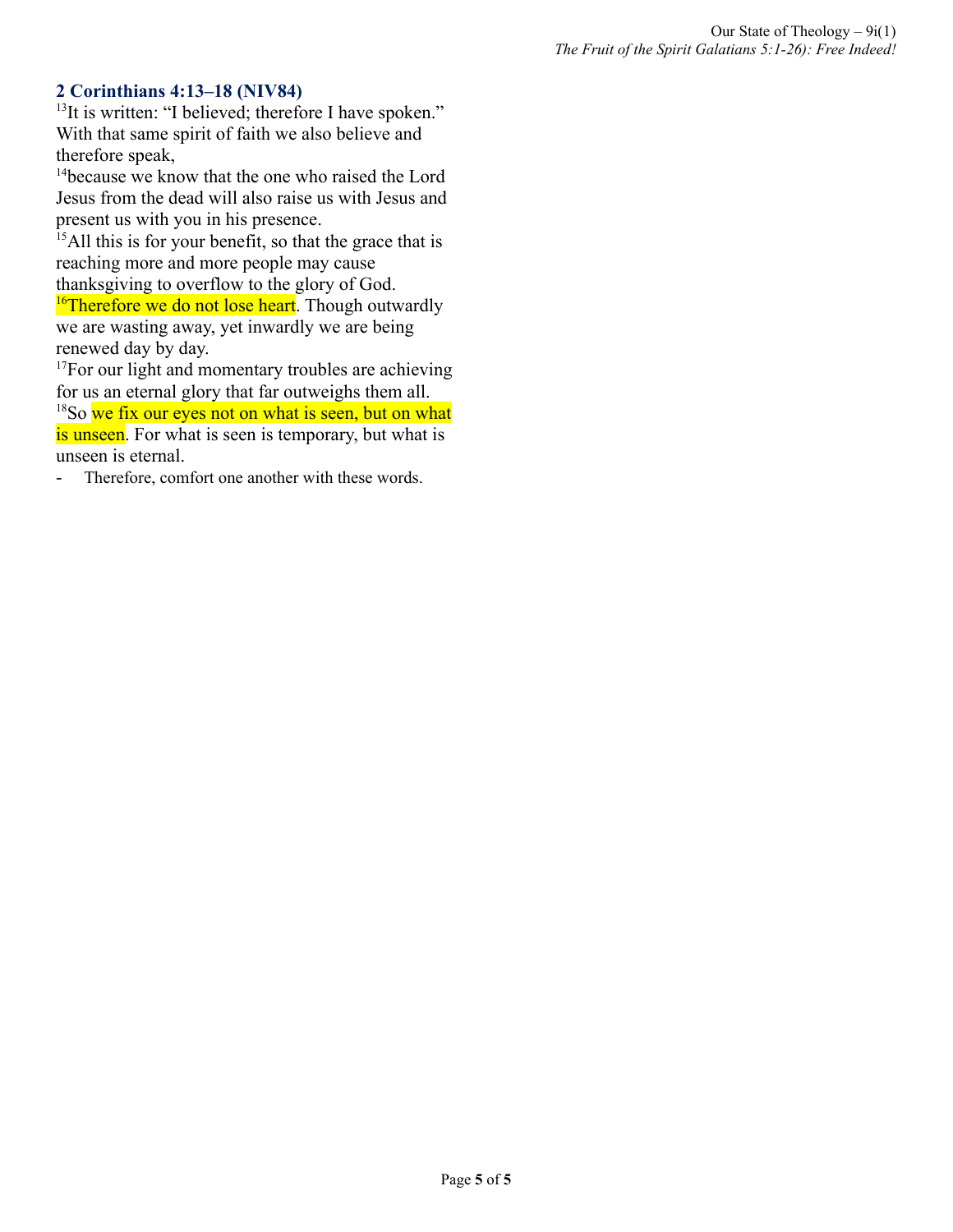## 2 Corinthians 4:13–18 (NIV84)

[13]It is written: "I believed; therefore I have spoken." With that same spirit of faith we also believe and therefore speak,
[14]because we know that the one who raised the Lord Jesus from the dead will also raise us with Jesus and present us with you in his presence.
[15]All this is for your benefit, so that the grace that is reaching more and more people may cause thanksgiving to overflow to the glory of God.
[16]Therefore we do not lose heart. Though outwardly we are wasting away, yet inwardly we are being renewed day by day.
[17]For our light and momentary troubles are achieving for us an eternal glory that far outweighs them all.
[18]So we fix our eyes not on what is seen, but on what is unseen. For what is seen is temporary, but what is unseen is eternal.

- Therefore, comfort one another with these words.